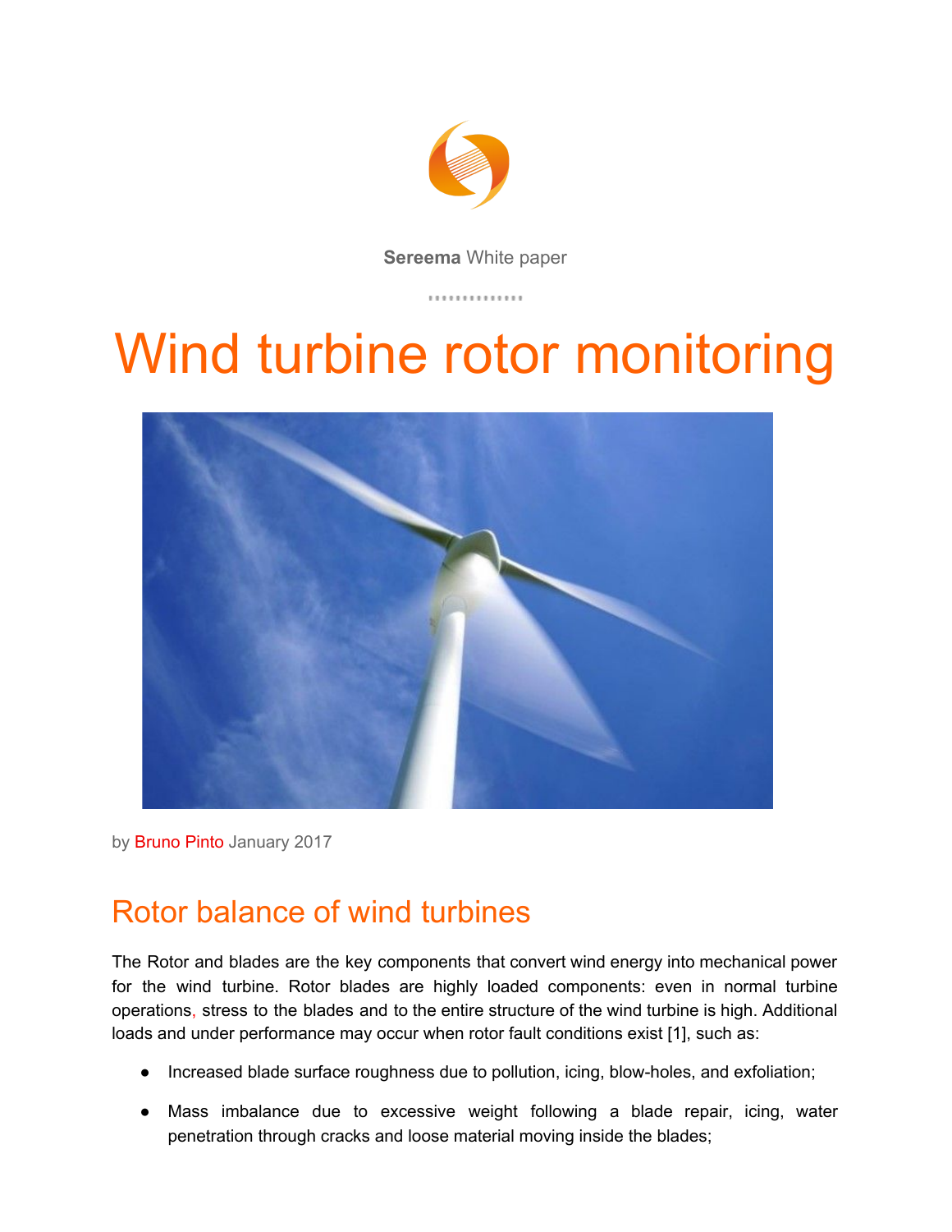**Sereema** White paper

# Wind turbine rotor monitoring

by Bruno Pinto January 2017

## Rotor balance of wind turbines

The Rotor and blades are the key components that convert wind energy into mechanical power for the wind turbine. Rotor blades are highly loaded components: even in normal turbine operations, stress to the blades and to the entire structure of the wind turbine is high. Additional loads and under performance may occur when rotor fault conditions exist [1], such as:

- Increased blade surface roughness due to pollution, icing, blow-holes, and exfoliation;
- Mass imbalance due to excessive weight following a blade repair, icing, water penetration through cracks and loose material moving inside the blades;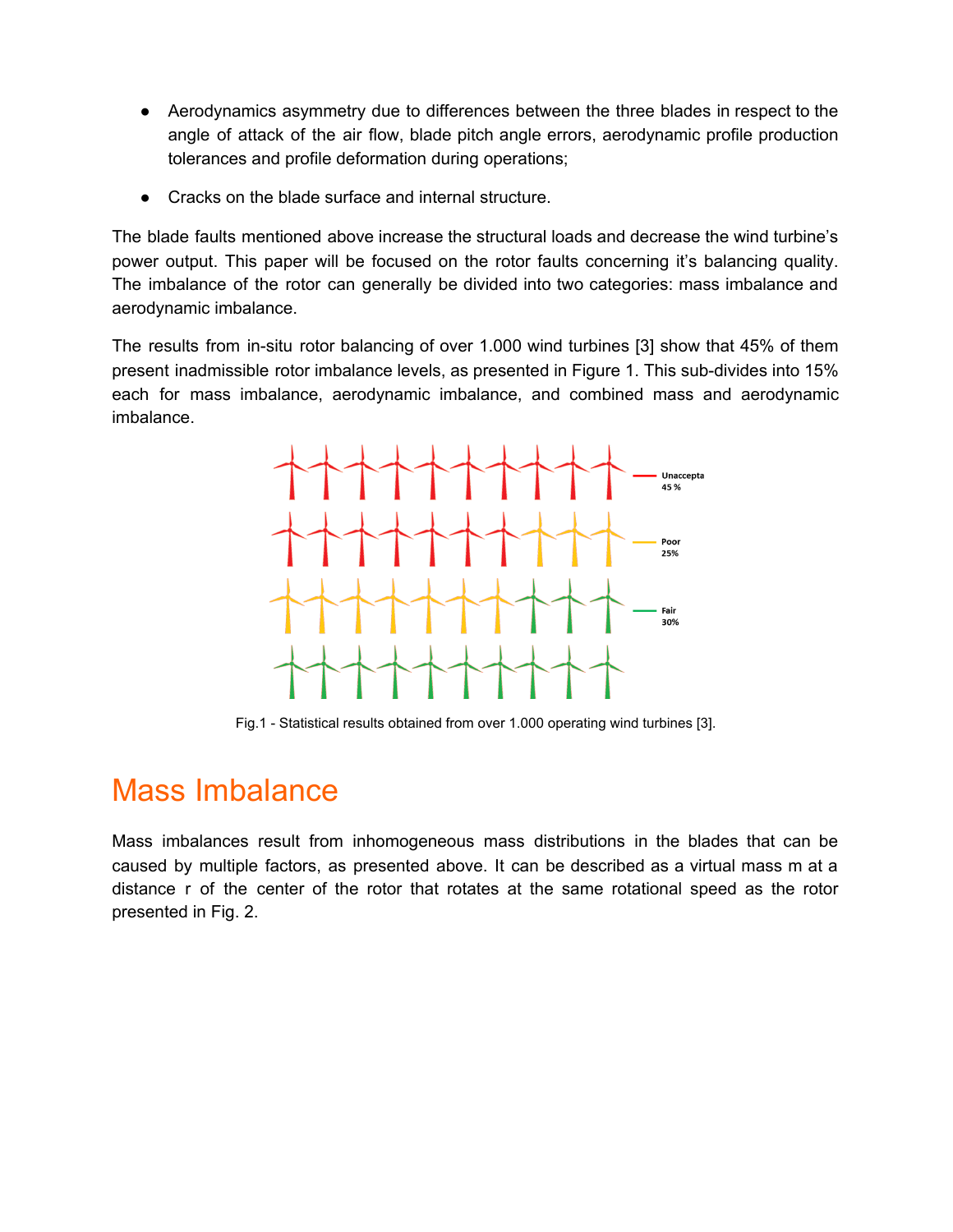- Aerodynamics asymmetry due to differences between the three blades in respect to the angle of attack of the air flow, blade pitch angle errors, aerodynamic profile production tolerances and profile deformation during operations;
- Cracks on the blade surface and internal structure.

The blade faults mentioned above increase the structural loads and decrease the wind turbine's power output. This paper will be focused on the rotor faults concerning it's balancing quality. The imbalance of the rotor can generally be divided into two categories: mass imbalance and aerodynamic imbalance.

The results from in-situ rotor balancing of over 1.000 wind turbines [3] show that 45% of them present inadmissible rotor imbalance levels, as presented in Figure 1. This sub-divides into 15% each for mass imbalance, aerodynamic imbalance, and combined mass and aerodynamic imbalance.

Unaccepta 45 %

Poor 25%

Fair 30%

Fig.1 - Statistical results obtained from over 1.000 operating wind turbines [3].

# Mass Imbalance

Mass imbalances result from inhomogeneous mass distributions in the blades that can be caused by multiple factors, as presented above. It can be described as a virtual mass m at a distance r of the center of the rotor that rotates at the same rotational speed as the rotor presented in Fig. 2.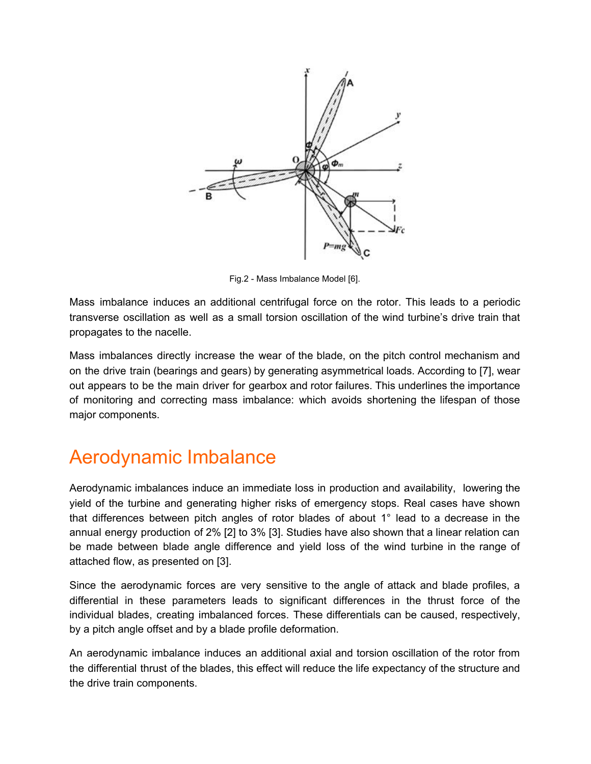Fig.2 - Mass Imbalance Model [6].

Mass imbalance induces an additional centrifugal force on the rotor. This leads to a periodic transverse oscillation as well as a small torsion oscillation of the wind turbine's drive train that propagates to the nacelle.

Mass imbalances directly increase the wear of the blade, on the pitch control mechanism and on the drive train (bearings and gears) by generating asymmetrical loads. According to [7], wear out appears to be the main driver for gearbox and rotor failures. This underlines the importance of monitoring and correcting mass imbalance: which avoids shortening the lifespan of those major components.

# Aerodynamic Imbalance

Aerodynamic imbalances induce an immediate loss in production and availability, lowering the yield of the turbine and generating higher risks of emergency stops. Real cases have shown that differences between pitch angles of rotor blades of about 1° lead to a decrease in the annual energy production of 2% [2] to 3% [3]. Studies have also shown that a linear relation can be made between blade angle difference and yield loss of the wind turbine in the range of attached flow, as presented on [3].

Since the aerodynamic forces are very sensitive to the angle of attack and blade profiles, a differential in these parameters leads to significant differences in the thrust force of the individual blades, creating imbalanced forces. These differentials can be caused, respectively, by a pitch angle offset and by a blade profile deformation.

An aerodynamic imbalance induces an additional axial and torsion oscillation of the rotor from the differential thrust of the blades, this effect will reduce the life expectancy of the structure and the drive train components.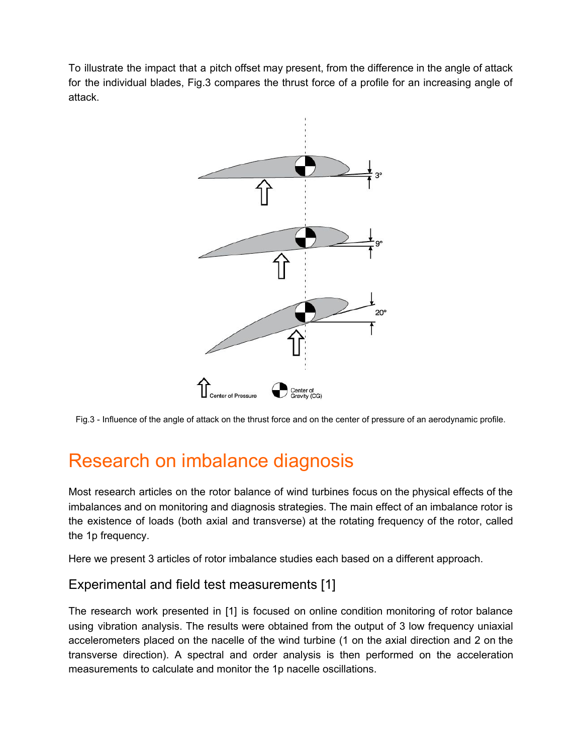To illustrate the impact that a pitch offset may present, from the difference in the angle of attack for the individual blades, Fig.3 compares the thrust force of a profile for an increasing angle of attack.

Fig.3 - Influence of the angle of attack on the thrust force and on the center of pressure of an aerodynamic profile.

# Research on imbalance diagnosis

Most research articles on the rotor balance of wind turbines focus on the physical effects of the imbalances and on monitoring and diagnosis strategies. The main effect of an imbalance rotor is the existence of loads (both axial and transverse) at the rotating frequency of the rotor, called the 1p frequency.

Here we present 3 articles of rotor imbalance studies each based on a different approach.

## Experimental and field test measurements [1]

The research work presented in [1] is focused on online condition monitoring of rotor balance using vibration analysis. The results were obtained from the output of 3 low frequency uniaxial accelerometers placed on the nacelle of the wind turbine (1 on the axial direction and 2 on the transverse direction). A spectral and order analysis is then performed on the acceleration measurements to calculate and monitor the 1p nacelle oscillations.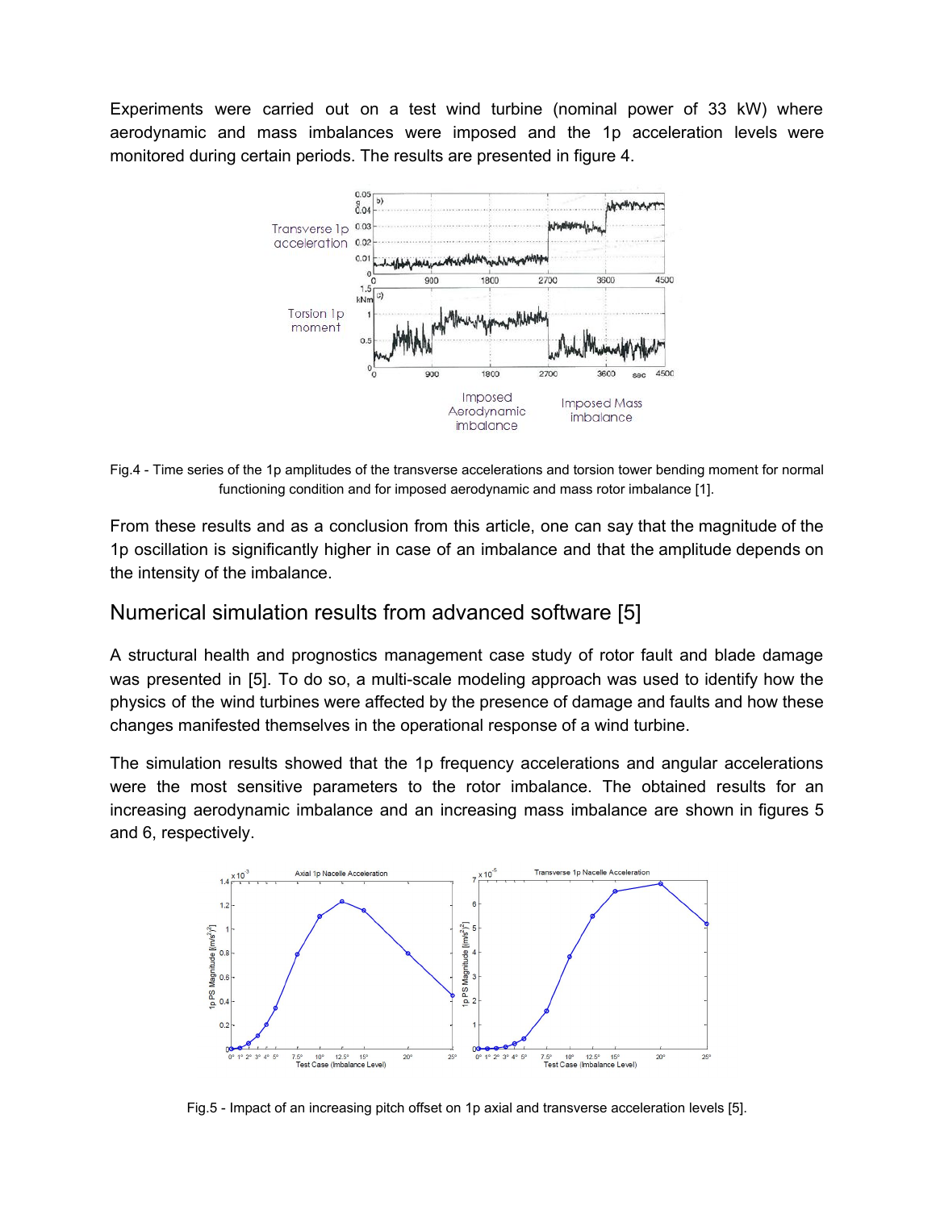Experiments were carried out on a test wind turbine (nominal power of 33 kW) where aerodynamic and mass imbalances were imposed and the 1p acceleration levels were monitored during certain periods. The results are presented in figure 4.

Fig.4 - Time series of the 1p amplitudes of the transverse accelerations and torsion tower bending moment for normal functioning condition and for imposed aerodynamic and mass rotor imbalance [1].

From these results and as a conclusion from this article, one can say that the magnitude of the 1p oscillation is significantly higher in case of an imbalance and that the amplitude depends on the intensity of the imbalance.

## Numerical simulation results from advanced software [5]

A structural health and prognostics management case study of rotor fault and blade damage was presented in [5]. To do so, a multi-scale modeling approach was used to identify how the physics of the wind turbines were affected by the presence of damage and faults and how these changes manifested themselves in the operational response of a wind turbine.

The simulation results showed that the 1p frequency accelerations and angular accelerations were the most sensitive parameters to the rotor imbalance. The obtained results for an increasing aerodynamic imbalance and an increasing mass imbalance are shown in figures 5 and 6, respectively.

Fig.5 - Impact of an increasing pitch offset on 1p axial and transverse acceleration levels [5].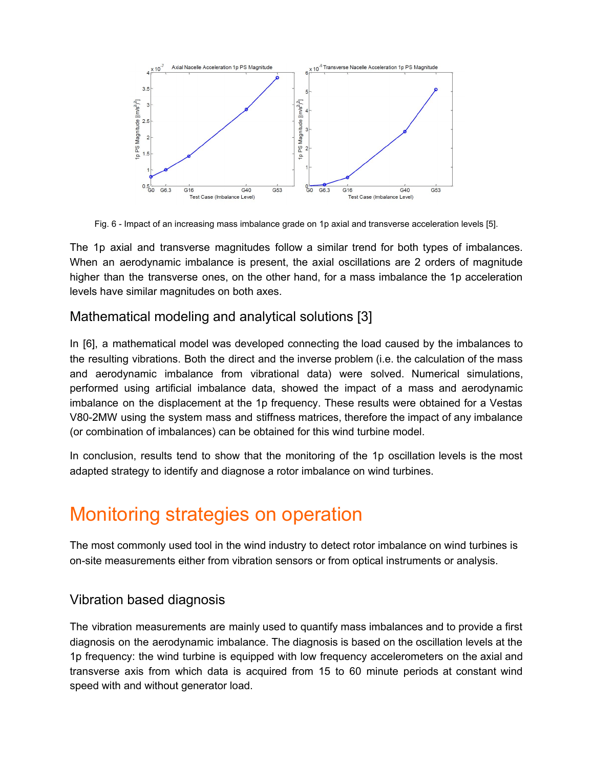Fig. 6 - Impact of an increasing mass imbalance grade on 1p axial and transverse acceleration levels [5].

The 1p axial and transverse magnitudes follow a similar trend for both types of imbalances. When an aerodynamic imbalance is present, the axial oscillations are 2 orders of magnitude higher than the transverse ones, on the other hand, for a mass imbalance the 1p acceleration levels have similar magnitudes on both axes.

## Mathematical modeling and analytical solutions [3]

In [6], a mathematical model was developed connecting the load caused by the imbalances to the resulting vibrations. Both the direct and the inverse problem (i.e. the calculation of the mass and aerodynamic imbalance from vibrational data) were solved. Numerical simulations, performed using artificial imbalance data, showed the impact of a mass and aerodynamic imbalance on the displacement at the 1p frequency. These results were obtained for a Vestas V80-2MW using the system mass and stiffness matrices, therefore the impact of any imbalance (or combination of imbalances) can be obtained for this wind turbine model.

In conclusion, results tend to show that the monitoring of the 1p oscillation levels is the most adapted strategy to identify and diagnose a rotor imbalance on wind turbines.

# Monitoring strategies on operation

The most commonly used tool in the wind industry to detect rotor imbalance on wind turbines is on-site measurements either from vibration sensors or from optical instruments or analysis.

## Vibration based diagnosis

The vibration measurements are mainly used to quantify mass imbalances and to provide a first diagnosis on the aerodynamic imbalance. The diagnosis is based on the oscillation levels at the 1p frequency: the wind turbine is equipped with low frequency accelerometers on the axial and transverse axis from which data is acquired from 15 to 60 minute periods at constant wind speed with and without generator load.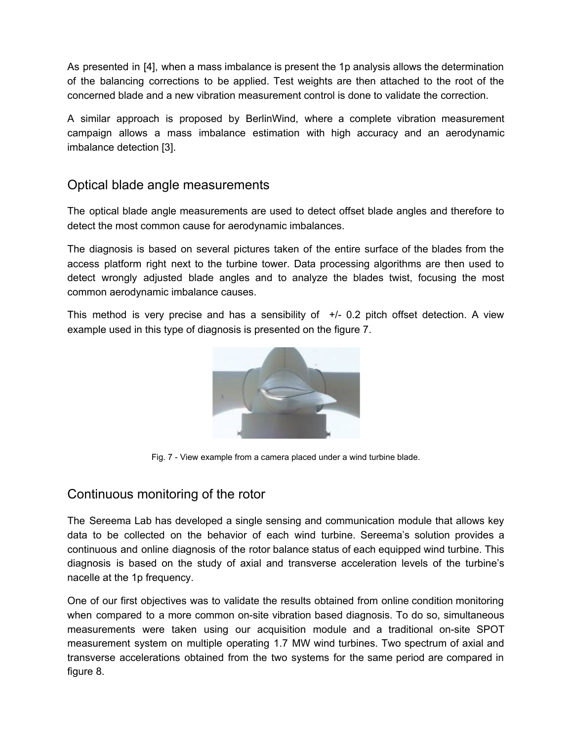As presented in [4], when a mass imbalance is present the 1p analysis allows the determination of the balancing corrections to be applied. Test weights are then attached to the root of the concerned blade and a new vibration measurement control is done to validate the correction.

A similar approach is proposed by BerlinWind, where a complete vibration measurement campaign allows a mass imbalance estimation with high accuracy and an aerodynamic imbalance detection [3].

## Optical blade angle measurements

The optical blade angle measurements are used to detect offset blade angles and therefore to detect the most common cause for aerodynamic imbalances.

The diagnosis is based on several pictures taken of the entire surface of the blades from the access platform right next to the turbine tower. Data processing algorithms are then used to detect wrongly adjusted blade angles and to analyze the blades twist, focusing the most common aerodynamic imbalance causes.

This method is very precise and has a sensibility of +/- 0.2 pitch offset detection. A view example used in this type of diagnosis is presented on the figure 7.

Fig. 7 - View example from a camera placed under a wind turbine blade.

## Continuous monitoring of the rotor

The Sereema Lab has developed a single sensing and communication module that allows key data to be collected on the behavior of each wind turbine. Sereema's solution provides a continuous and online diagnosis of the rotor balance status of each equipped wind turbine. This diagnosis is based on the study of axial and transverse acceleration levels of the turbine's nacelle at the 1p frequency.

One of our first objectives was to validate the results obtained from online condition monitoring when compared to a more common on-site vibration based diagnosis. To do so, simultaneous measurements were taken using our acquisition module and a traditional on-site SPOT measurement system on multiple operating 1.7 MW wind turbines. Two spectrum of axial and transverse accelerations obtained from the two systems for the same period are compared in figure 8.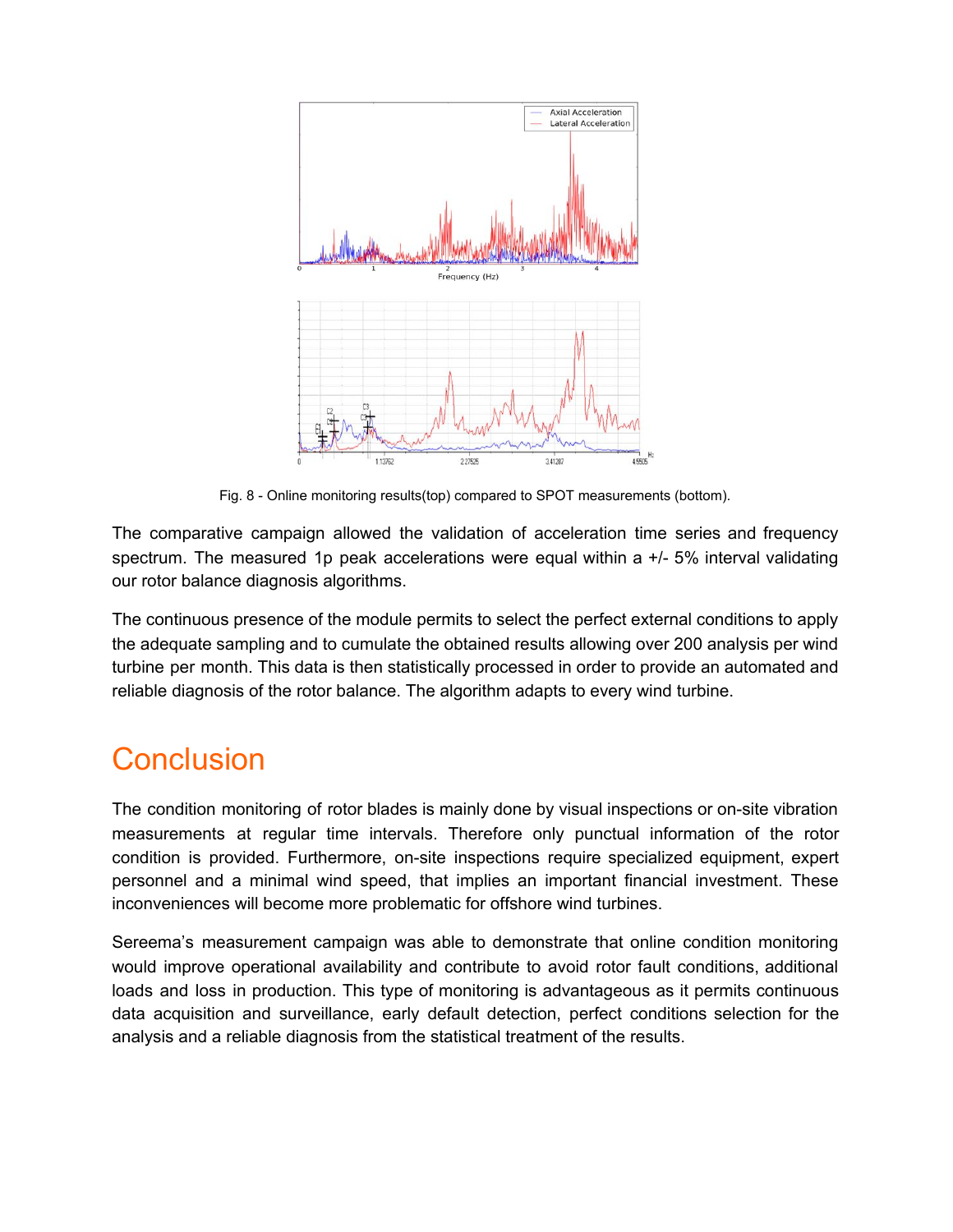Fig. 8 - Online monitoring results(top) compared to SPOT measurements (bottom).

The comparative campaign allowed the validation of acceleration time series and frequency spectrum. The measured 1p peak accelerations were equal within a +/- 5% interval validating our rotor balance diagnosis algorithms.

The continuous presence of the module permits to select the perfect external conditions to apply the adequate sampling and to cumulate the obtained results allowing over 200 analysis per wind turbine per month. This data is then statistically processed in order to provide an automated and reliable diagnosis of the rotor balance. The algorithm adapts to every wind turbine.

# Conclusion

The condition monitoring of rotor blades is mainly done by visual inspections or on-site vibration measurements at regular time intervals. Therefore only punctual information of the rotor condition is provided. Furthermore, on-site inspections require specialized equipment, expert personnel and a minimal wind speed, that implies an important financial investment. These inconveniences will become more problematic for offshore wind turbines.

Sereema's measurement campaign was able to demonstrate that online condition monitoring would improve operational availability and contribute to avoid rotor fault conditions, additional loads and loss in production. This type of monitoring is advantageous as it permits continuous data acquisition and surveillance, early default detection, perfect conditions selection for the analysis and a reliable diagnosis from the statistical treatment of the results.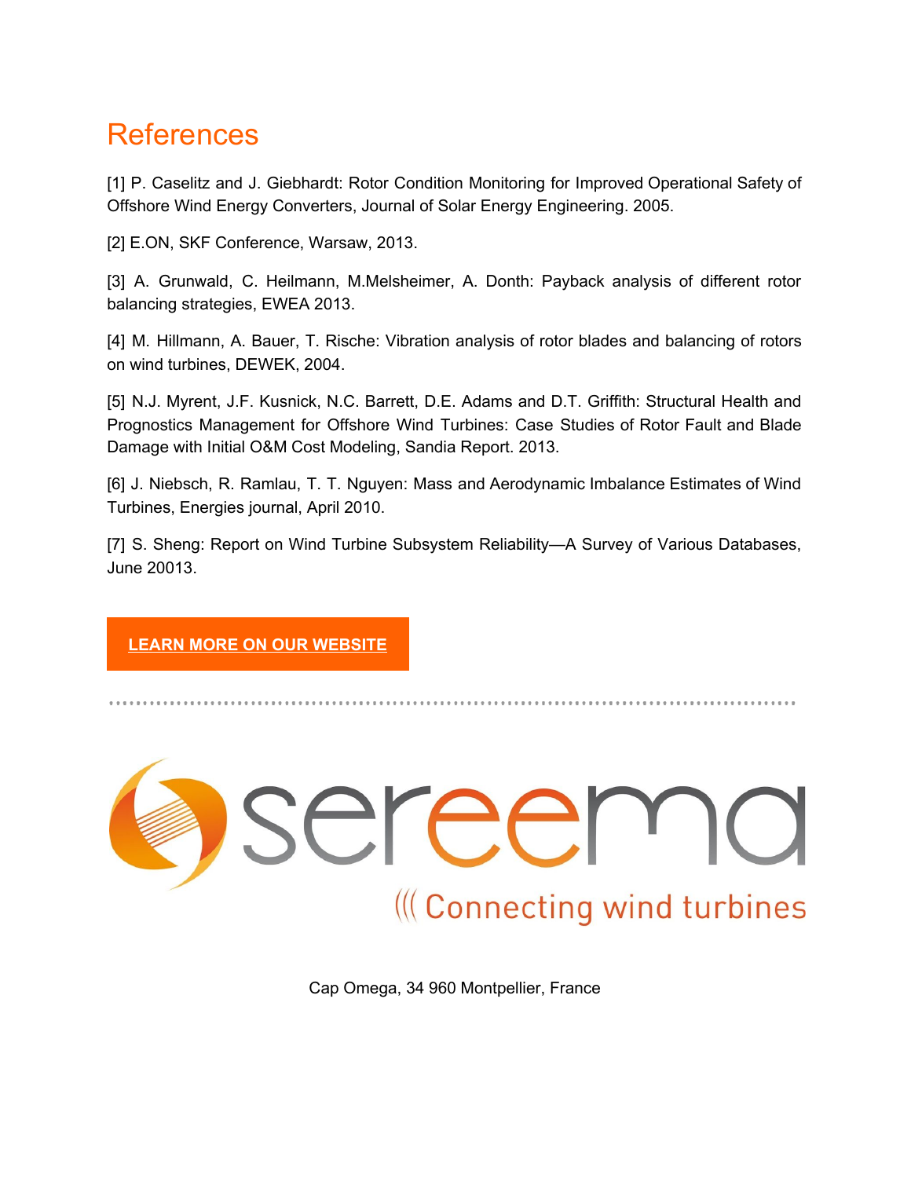## References

[1] P. Caselitz and J. Giebhardt: Rotor Condition Monitoring for Improved Operational Safety of Offshore Wind Energy Converters, Journal of Solar Energy Engineering. 2005.

[2] E.ON, SKF Conference, Warsaw, 2013.

[3] A. Grunwald, C. Heilmann, M.Melsheimer, A. Donth: Payback analysis of different rotor balancing strategies, EWEA 2013.

[4] M. Hillmann, A. Bauer, T. Rische: Vibration analysis of rotor blades and balancing of rotors on wind turbines, DEWEK, 2004.

[5] N.J. Myrent, J.F. Kusnick, N.C. Barrett, D.E. Adams and D.T. Griffith: Structural Health and Prognostics Management for Offshore Wind Turbines: Case Studies of Rotor Fault and Blade Damage with Initial O&M Cost Modeling, Sandia Report. 2013.

[6] J. Niebsch, R. Ramlau, T. T. Nguyen: Mass and Aerodynamic Imbalance Estimates of Wind Turbines, Energies journal, April 2010.

[7] S. Sheng: Report on Wind Turbine Subsystem Reliability—A Survey of Various Databases, June 20013.

**LEARN MORE ON OUR WEBSITE**

sereema

((( Connecting wind turbines

Cap Omega, 34 960 Montpellier, France